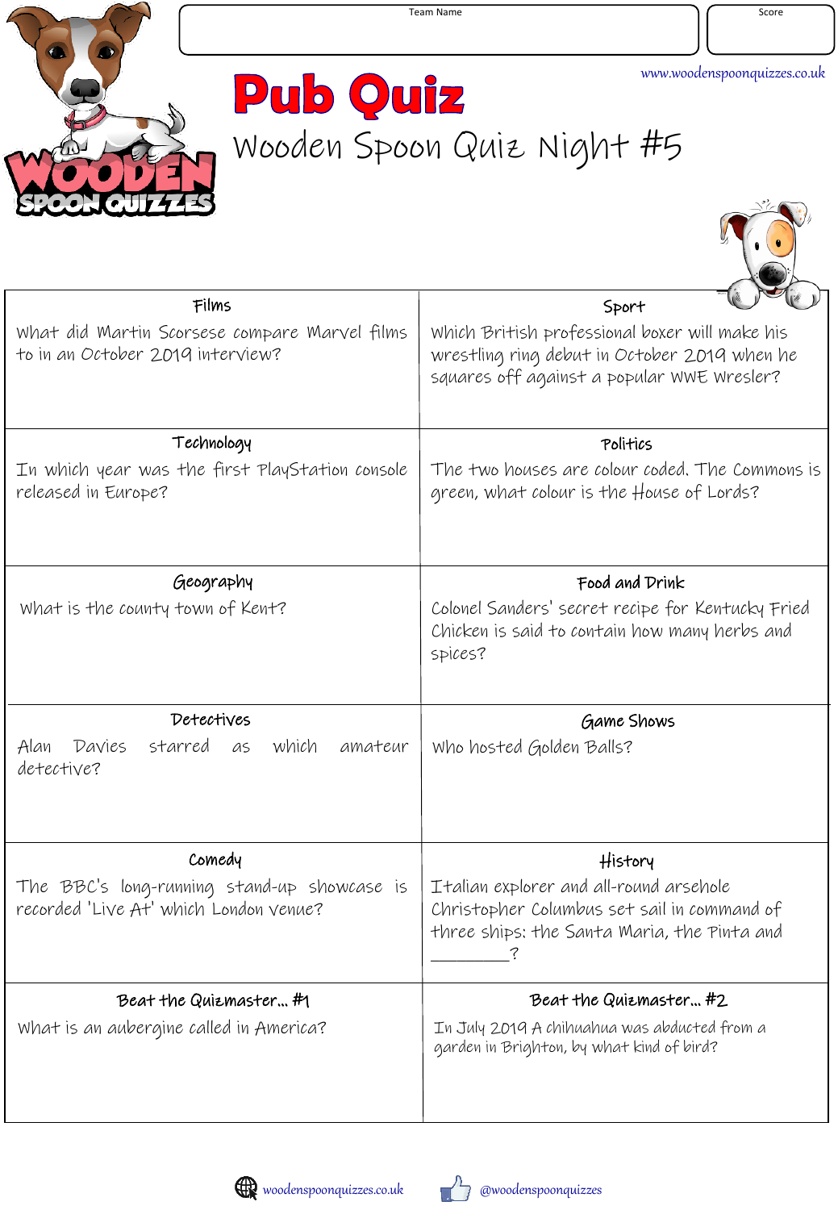Team Name

Score

www.woodenspoonquizzes.co.uk

# Pub Quiz

## Wooden Spoon Quiz Night #5

| | |
|---|---|
| **Films**<br>What did Martin Scorsese compare Marvel films to in an October 2019 interview? | **Sport**<br>Which British professional boxer will make his wrestling ring debut in October 2019 when he squares off against a popular WWE Wresler? |
| **Technology**<br>In which year was the first PlayStation console released in Europe? | **Politics**<br>The two houses are colour coded. The Commons is green, what colour is the House of Lords? |
| **Geography**<br>What is the county town of Kent? | **Food and Drink**<br>Colonel Sanders' secret recipe for Kentucky Fried Chicken is said to contain how many herbs and spices? |
| **Detectives**<br>Alan Davies starred as which amateur detective? | **Game Shows**<br>Who hosted Golden Balls? |
| **Comedy**<br>The BBC's long-running stand-up showcase is recorded 'Live At' which London venue? | **History**<br>Italian explorer and all-round arsehole Christopher Columbus set sail in command of three ships: the Santa Maria, the Pinta and _________? |
| **Beat the Quizmaster... #1**<br>What is an aubergine called in America? | **Beat the Quizmaster... #2**<br>In July 2019 A chihuahua was abducted from a garden in Brighton, by what kind of bird? |

woodenspoonquizzes.co.uk @woodenspoonquizzes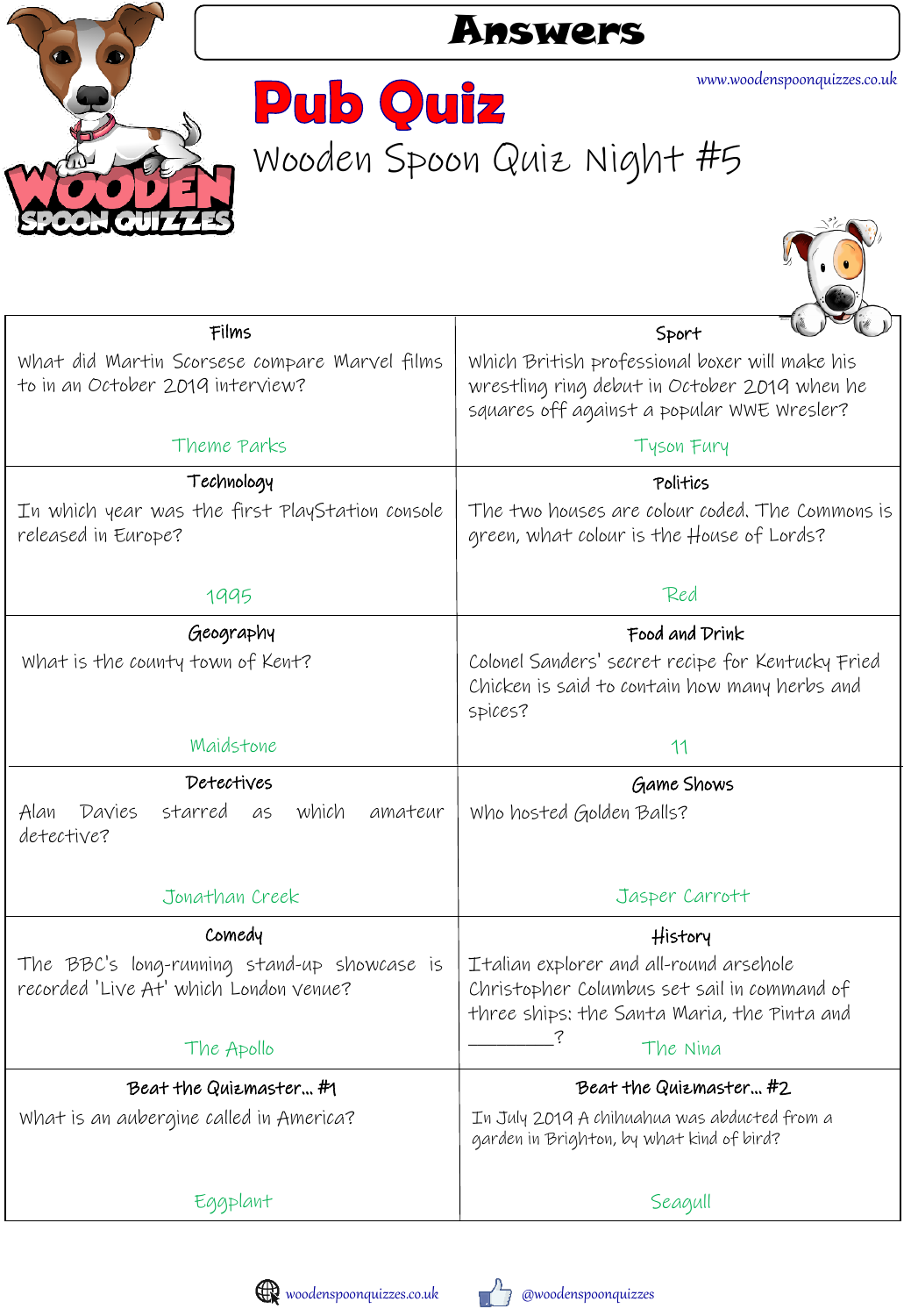# Answers

## Pub Quiz

### Wooden Spoon Quiz Night #5

www.woodenspoonquizzes.co.uk

| | |
|---|---|
| **Films**<br>What did Martin Scorsese compare Marvel films to in an October 2019 interview?<br>Theme Parks | **Sport**<br>Which British professional boxer will make his wrestling ring debut in October 2019 when he squares off against a popular WWE Wresler?<br>Tyson Fury |
| **Technology**<br>In which year was the first PlayStation console released in Europe?<br>1995 | **Politics**<br>The two houses are colour coded. The Commons is green, what colour is the House of Lords?<br>Red |
| **Geography**<br>What is the county town of Kent?<br>Maidstone | **Food and Drink**<br>Colonel Sanders' secret recipe for Kentucky Fried Chicken is said to contain how many herbs and spices?<br>11 |
| **Detectives**<br>Alan Davies starred as which amateur detective?<br>Jonathan Creek | **Game Shows**<br>Who hosted Golden Balls?<br>Jasper Carrott |
| **Comedy**<br>The BBC's long-running stand-up showcase is recorded 'Live At' which London venue?<br>The Apollo | **History**<br>Italian explorer and all-round arsehole Christopher Columbus set sail in command of three ships: the Santa Maria, the Pinta and _________?<br>The Nina |
| **Beat the Quizmaster... #1**<br>What is an aubergine called in America?<br>Eggplant | **Beat the Quizmaster... #2**<br>In July 2019 A chihuahua was abducted from a garden in Brighton, by what kind of bird?<br>Seagull |

woodenspoonquizzes.co.uk @woodenspoonquizzes